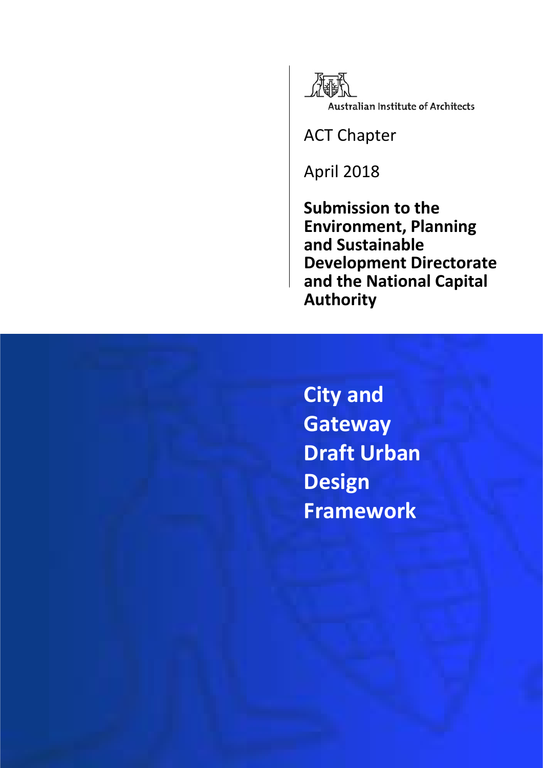Australian Institute of Architects

ACT Chapter

April 2018

**Submission to the Environment, Planning and Sustainable Development Directorate and the National Capital Authority**

# City and Gateway Draft Urban Design Framework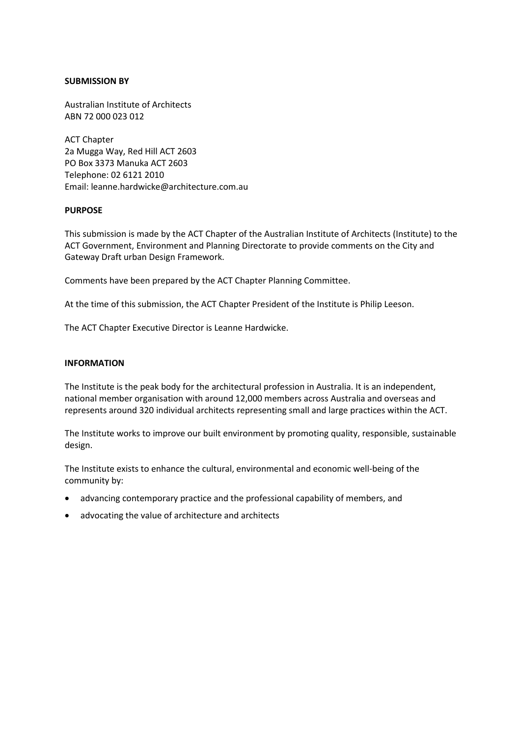**SUBMISSION BY**

Australian Institute of Architects
ABN 72 000 023 012

ACT Chapter
2a Mugga Way, Red Hill ACT 2603
PO Box 3373 Manuka ACT 2603
Telephone: 02 6121 2010
Email: leanne.hardwicke@architecture.com.au

**PURPOSE**

This submission is made by the ACT Chapter of the Australian Institute of Architects (Institute) to the ACT Government, Environment and Planning Directorate to provide comments on the City and Gateway Draft urban Design Framework.

Comments have been prepared by the ACT Chapter Planning Committee.

At the time of this submission, the ACT Chapter President of the Institute is Philip Leeson.

The ACT Chapter Executive Director is Leanne Hardwicke.

**INFORMATION**

The Institute is the peak body for the architectural profession in Australia. It is an independent, national member organisation with around 12,000 members across Australia and overseas and represents around 320 individual architects representing small and large practices within the ACT.

The Institute works to improve our built environment by promoting quality, responsible, sustainable design.

The Institute exists to enhance the cultural, environmental and economic well-being of the community by:

- advancing contemporary practice and the professional capability of members, and
- advocating the value of architecture and architects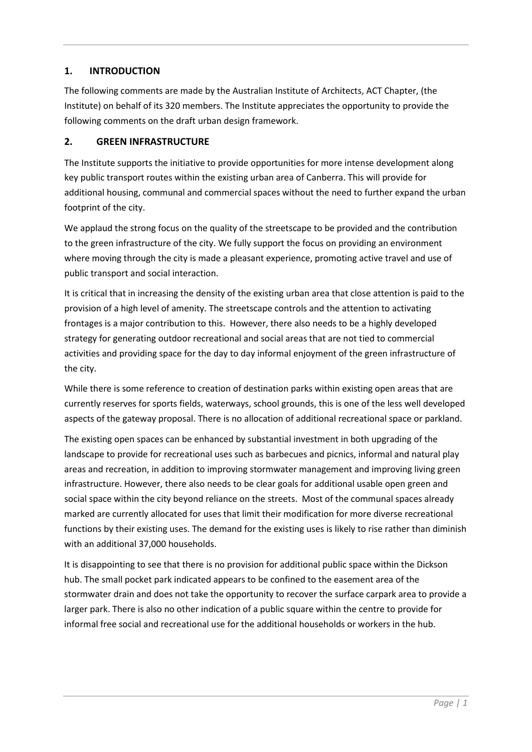## 1. INTRODUCTION

The following comments are made by the Australian Institute of Architects, ACT Chapter, (the Institute) on behalf of its 320 members. The Institute appreciates the opportunity to provide the following comments on the draft urban design framework.

## 2. GREEN INFRASTRUCTURE

The Institute supports the initiative to provide opportunities for more intense development along key public transport routes within the existing urban area of Canberra. This will provide for additional housing, communal and commercial spaces without the need to further expand the urban footprint of the city.

We applaud the strong focus on the quality of the streetscape to be provided and the contribution to the green infrastructure of the city. We fully support the focus on providing an environment where moving through the city is made a pleasant experience, promoting active travel and use of public transport and social interaction.

It is critical that in increasing the density of the existing urban area that close attention is paid to the provision of a high level of amenity. The streetscape controls and the attention to activating frontages is a major contribution to this. However, there also needs to be a highly developed strategy for generating outdoor recreational and social areas that are not tied to commercial activities and providing space for the day to day informal enjoyment of the green infrastructure of the city.

While there is some reference to creation of destination parks within existing open areas that are currently reserves for sports fields, waterways, school grounds, this is one of the less well developed aspects of the gateway proposal. There is no allocation of additional recreational space or parkland.

The existing open spaces can be enhanced by substantial investment in both upgrading of the landscape to provide for recreational uses such as barbecues and picnics, informal and natural play areas and recreation, in addition to improving stormwater management and improving living green infrastructure. However, there also needs to be clear goals for additional usable open green and social space within the city beyond reliance on the streets. Most of the communal spaces already marked are currently allocated for uses that limit their modification for more diverse recreational functions by their existing uses. The demand for the existing uses is likely to rise rather than diminish with an additional 37,000 households.

It is disappointing to see that there is no provision for additional public space within the Dickson hub. The small pocket park indicated appears to be confined to the easement area of the stormwater drain and does not take the opportunity to recover the surface carpark area to provide a larger park. There is also no other indication of a public square within the centre to provide for informal free social and recreational use for the additional households or workers in the hub.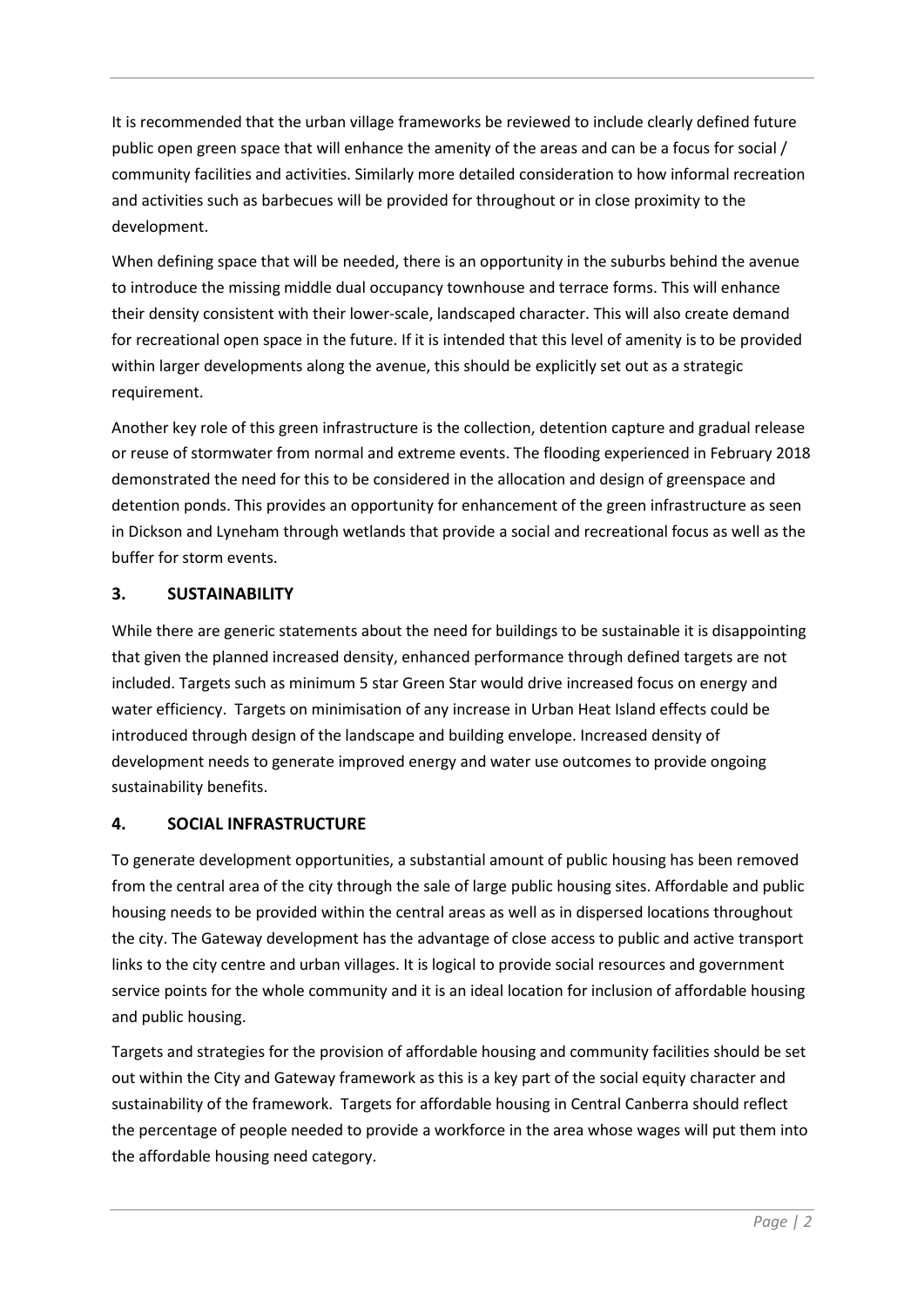It is recommended that the urban village frameworks be reviewed to include clearly defined future public open green space that will enhance the amenity of the areas and can be a focus for social / community facilities and activities. Similarly more detailed consideration to how informal recreation and activities such as barbecues will be provided for throughout or in close proximity to the development.

When defining space that will be needed, there is an opportunity in the suburbs behind the avenue to introduce the missing middle dual occupancy townhouse and terrace forms. This will enhance their density consistent with their lower-scale, landscaped character. This will also create demand for recreational open space in the future. If it is intended that this level of amenity is to be provided within larger developments along the avenue, this should be explicitly set out as a strategic requirement.

Another key role of this green infrastructure is the collection, detention capture and gradual release or reuse of stormwater from normal and extreme events. The flooding experienced in February 2018 demonstrated the need for this to be considered in the allocation and design of greenspace and detention ponds. This provides an opportunity for enhancement of the green infrastructure as seen in Dickson and Lyneham through wetlands that provide a social and recreational focus as well as the buffer for storm events.

## 3. SUSTAINABILITY

While there are generic statements about the need for buildings to be sustainable it is disappointing that given the planned increased density, enhanced performance through defined targets are not included. Targets such as minimum 5 star Green Star would drive increased focus on energy and water efficiency. Targets on minimisation of any increase in Urban Heat Island effects could be introduced through design of the landscape and building envelope. Increased density of development needs to generate improved energy and water use outcomes to provide ongoing sustainability benefits.

## 4. SOCIAL INFRASTRUCTURE

To generate development opportunities, a substantial amount of public housing has been removed from the central area of the city through the sale of large public housing sites. Affordable and public housing needs to be provided within the central areas as well as in dispersed locations throughout the city. The Gateway development has the advantage of close access to public and active transport links to the city centre and urban villages. It is logical to provide social resources and government service points for the whole community and it is an ideal location for inclusion of affordable housing and public housing.

Targets and strategies for the provision of affordable housing and community facilities should be set out within the City and Gateway framework as this is a key part of the social equity character and sustainability of the framework. Targets for affordable housing in Central Canberra should reflect the percentage of people needed to provide a workforce in the area whose wages will put them into the affordable housing need category.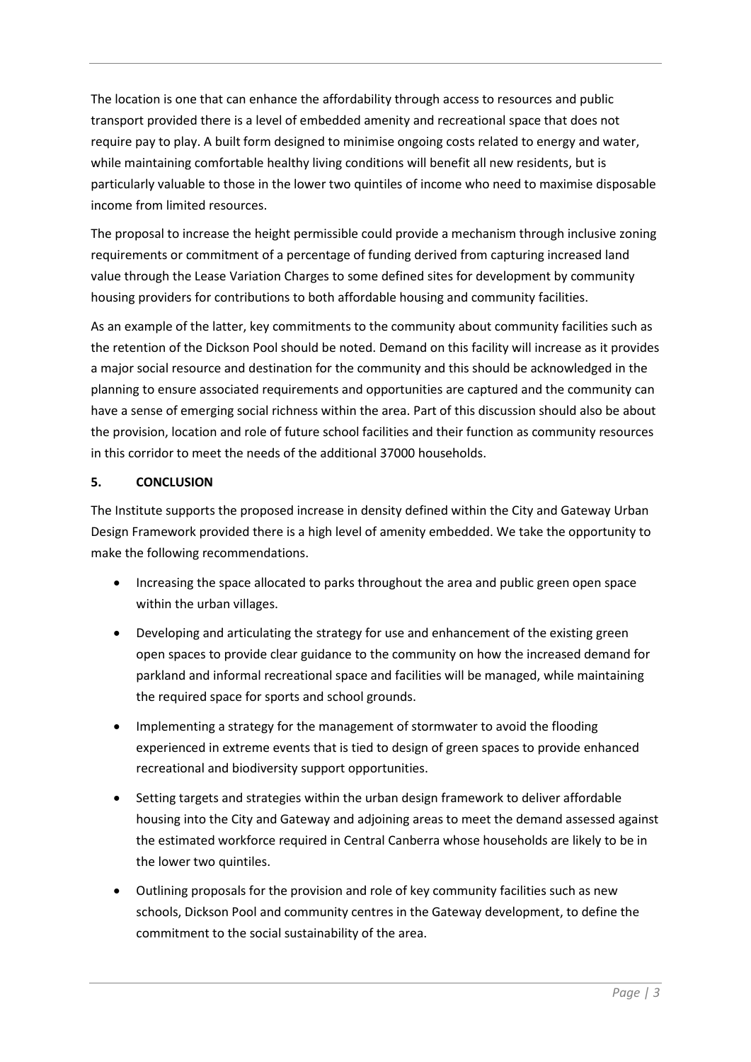The location is one that can enhance the affordability through access to resources and public transport provided there is a level of embedded amenity and recreational space that does not require pay to play. A built form designed to minimise ongoing costs related to energy and water, while maintaining comfortable healthy living conditions will benefit all new residents, but is particularly valuable to those in the lower two quintiles of income who need to maximise disposable income from limited resources.

The proposal to increase the height permissible could provide a mechanism through inclusive zoning requirements or commitment of a percentage of funding derived from capturing increased land value through the Lease Variation Charges to some defined sites for development by community housing providers for contributions to both affordable housing and community facilities.

As an example of the latter, key commitments to the community about community facilities such as the retention of the Dickson Pool should be noted. Demand on this facility will increase as it provides a major social resource and destination for the community and this should be acknowledged in the planning to ensure associated requirements and opportunities are captured and the community can have a sense of emerging social richness within the area. Part of this discussion should also be about the provision, location and role of future school facilities and their function as community resources in this corridor to meet the needs of the additional 37000 households.

## 5. CONCLUSION

The Institute supports the proposed increase in density defined within the City and Gateway Urban Design Framework provided there is a high level of amenity embedded. We take the opportunity to make the following recommendations.

- Increasing the space allocated to parks throughout the area and public green open space within the urban villages.
- Developing and articulating the strategy for use and enhancement of the existing green open spaces to provide clear guidance to the community on how the increased demand for parkland and informal recreational space and facilities will be managed, while maintaining the required space for sports and school grounds.
- Implementing a strategy for the management of stormwater to avoid the flooding experienced in extreme events that is tied to design of green spaces to provide enhanced recreational and biodiversity support opportunities.
- Setting targets and strategies within the urban design framework to deliver affordable housing into the City and Gateway and adjoining areas to meet the demand assessed against the estimated workforce required in Central Canberra whose households are likely to be in the lower two quintiles.
- Outlining proposals for the provision and role of key community facilities such as new schools, Dickson Pool and community centres in the Gateway development, to define the commitment to the social sustainability of the area.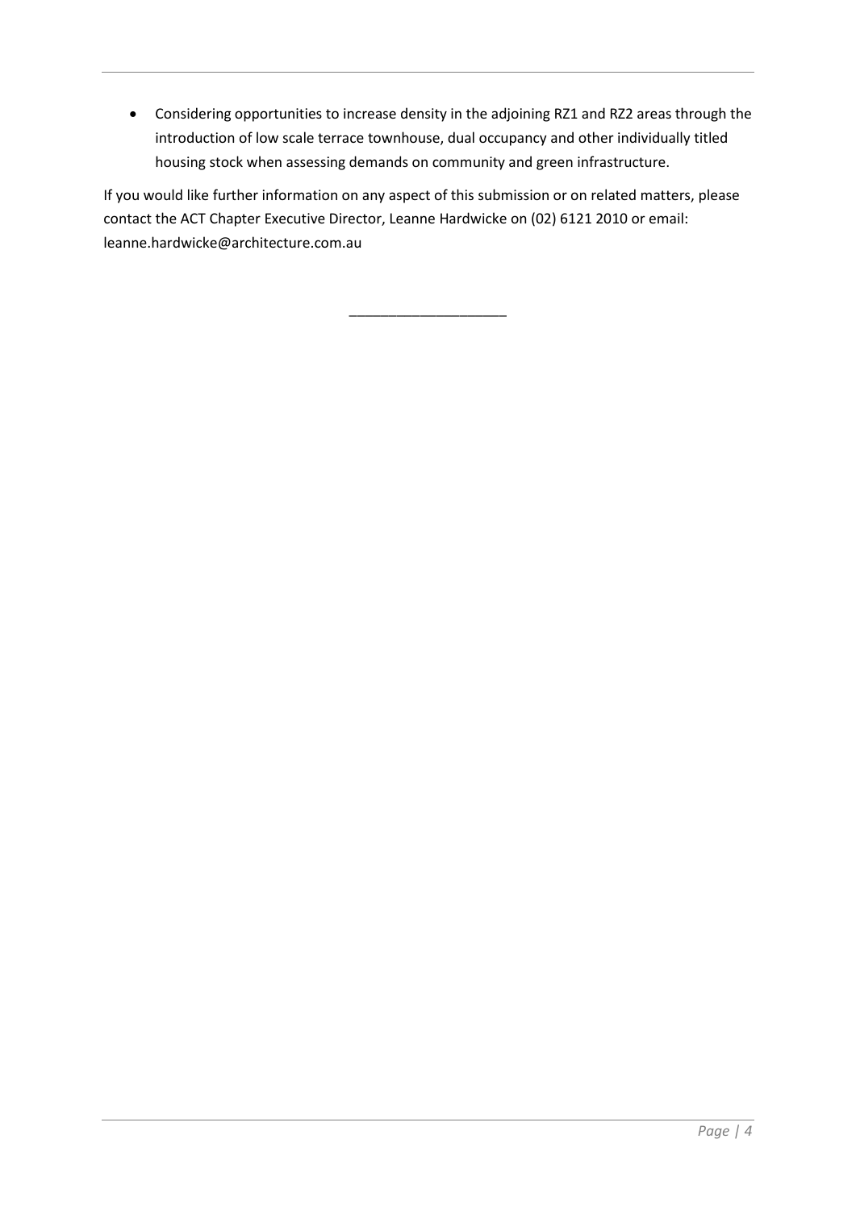- Considering opportunities to increase density in the adjoining RZ1 and RZ2 areas through the introduction of low scale terrace townhouse, dual occupancy and other individually titled housing stock when assessing demands on community and green infrastructure.

If you would like further information on any aspect of this submission or on related matters, please contact the ACT Chapter Executive Director, Leanne Hardwicke on (02) 6121 2010 or email: leanne.hardwicke@architecture.com.au

\_\_\_\_\_\_\_\_\_\_\_\_\_\_\_\_\_\_\_\_